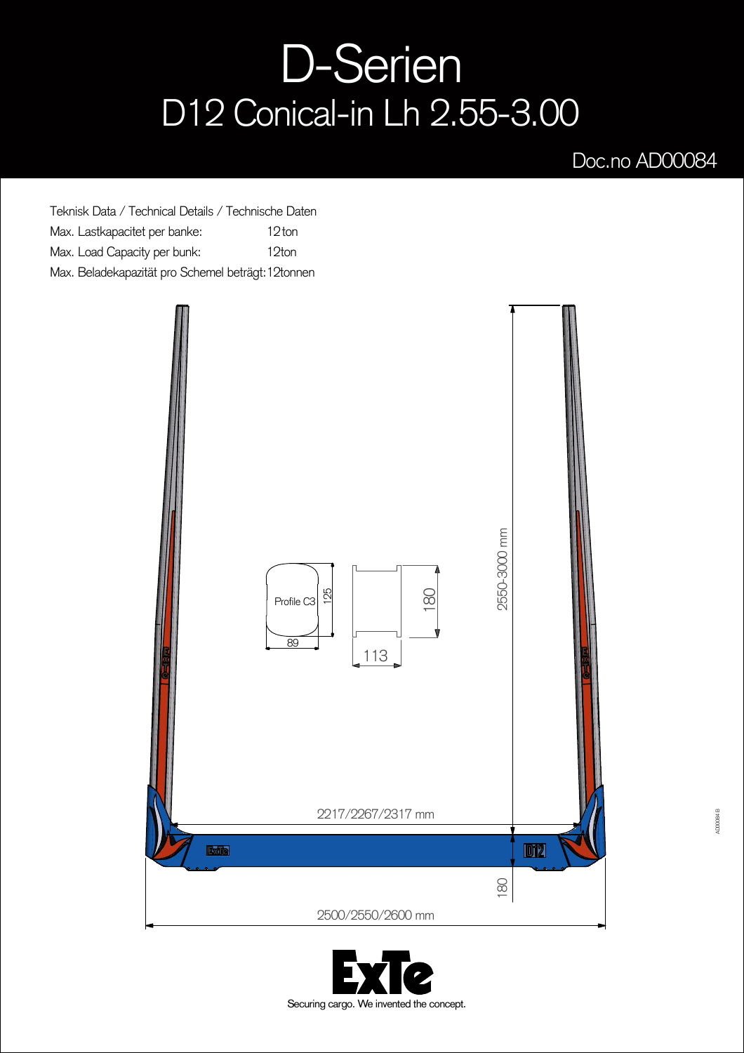# D-Serien

## D12 Conical-in Lh 2.55-3.00

Doc.no AD00084

Teknisk Data / Technical Details / Technische Daten

| | |
|---|---|
| Max. Lastkapacitet per banke: | 12ton |
| Max. Load Capacity per bunk: | 12ton |
| Max. Beladekapazität pro Schemel beträgt: | 12tonnen |

Profile C3

125

89

180

113

2550-3000 mm

2217/2267/2317 mm

180

2500/2550/2600 mm

D12

ExTe

Securing cargo. We invented the concept.

AD00084 B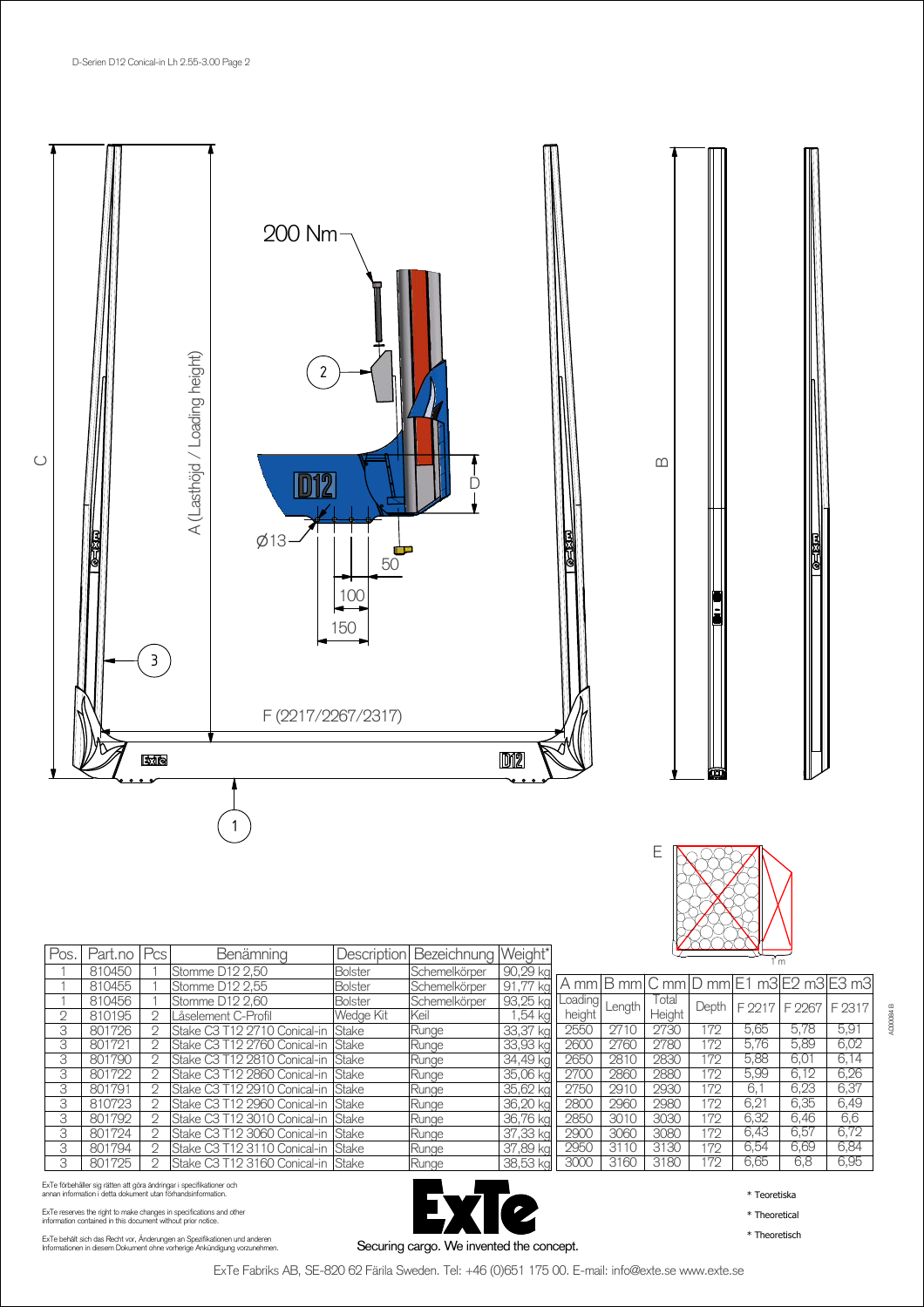200 Nm

A (Lasthöjd / Loading height)

C

B

D

Ø13

50

100

150

F (2217/2267/2317)

E

1 m

| Pos. | Part.no | Pcs | Benämning | Description | Bezeichnung | Weight* |
|---|---|---|---|---|---|---|
| 1 | 810450 | 1 | Stomme D12 2,50 | Bolster | Schemelkörper | 90,29 kg |
| 1 | 810455 | 1 | Stomme D12 2,55 | Bolster | Schemelkörper | 91,77 kg |
| 1 | 810456 | 1 | Stomme D12 2,60 | Bolster | Schemelkörper | 93,25 kg |
| 2 | 810195 | 2 | Låselement C-Profil | Wedge Kit | Keil | 1,54 kg |
| 3 | 801726 | 2 | Stake C3 T12 2710 Conical-in | Stake | Runge | 33,37 kg |
| 3 | 801721 | 2 | Stake C3 T12 2760 Conical-in | Stake | Runge | 33,93 kg |
| 3 | 801790 | 2 | Stake C3 T12 2810 Conical-in | Stake | Runge | 34,49 kg |
| 3 | 801722 | 2 | Stake C3 T12 2860 Conical-in | Stake | Runge | 35,06 kg |
| 3 | 801791 | 2 | Stake C3 T12 2910 Conical-in | Stake | Runge | 35,62 kg |
| 3 | 810723 | 2 | Stake C3 T12 2960 Conical-in | Stake | Runge | 36,20 kg |
| 3 | 801792 | 2 | Stake C3 T12 3010 Conical-in | Stake | Runge | 36,76 kg |
| 3 | 801724 | 2 | Stake C3 T12 3060 Conical-in | Stake | Runge | 37,33 kg |
| 3 | 801794 | 2 | Stake C3 T12 3110 Conical-in | Stake | Runge | 37,89 kg |
| 3 | 801725 | 2 | Stake C3 T12 3160 Conical-in | Stake | Runge | 38,53 kg |

| A mm | B mm | C mm | D mm | E1 m3 | E2 m3 | E3 m3 |
|---|---|---|---|---|---|---|
| Loading height | Length | Total Height | Depth | F 2217 | F 2267 | F 2317 |
| 2550 | 2710 | 2730 | 172 | 5,65 | 5,78 | 5,91 |
| 2600 | 2760 | 2780 | 172 | 5,76 | 5,89 | 6,02 |
| 2650 | 2810 | 2830 | 172 | 5,88 | 6,01 | 6,14 |
| 2700 | 2860 | 2880 | 172 | 5,99 | 6,12 | 6,26 |
| 2750 | 2910 | 2930 | 172 | 6,1 | 6,23 | 6,37 |
| 2800 | 2960 | 2980 | 172 | 6,21 | 6,35 | 6,49 |
| 2850 | 3010 | 3030 | 172 | 6,32 | 6,46 | 6,6 |
| 2900 | 3060 | 3080 | 172 | 6,43 | 6,57 | 6,72 |
| 2950 | 3110 | 3130 | 172 | 6,54 | 6,69 | 6,84 |
| 3000 | 3160 | 3180 | 172 | 6,65 | 6,8 | 6,95 |

ExTe förbehåller sig rätten att göra ändringar i specifikationer och annan information i detta dokument utan förhandsinformation.

ExTe reserves the right to make changes in specifications and other information contained in this document without prior notice.

ExTe behält sich das Recht vor, Änderungen an Spezifikationen und anderen Informationen in diesem Dokument ohne vorherige Ankündigung vorzunehmen.

Securing cargo. We invented the concept.

* Teoretiska

* Theoretical

* Theoretisch

ExTe Fabriks AB, SE-820 62 Färila Sweden. Tel: +46 (0)651 175 00. E-mail: info@exte.se www.exte.se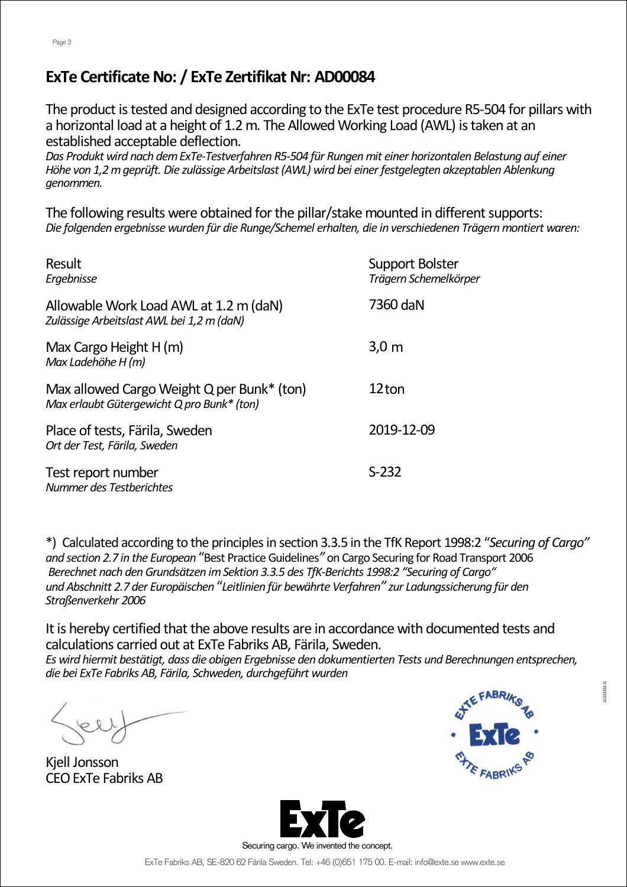## ExTe Certificate No: / ExTe Zertifikat Nr: AD00084

The product is tested and designed according to the ExTe test procedure R5-504 for pillars with a horizontal load at a height of 1.2 m. The Allowed Working Load (AWL) is taken at an established acceptable deflection.
*Das Produkt wird nach dem ExTe-Testverfahren R5-504 für Rungen mit einer horizontalen Belastung auf einer Höhe von 1,2 m geprüft. Die zulässige Arbeitslast (AWL) wird bei einer festgelegten akzeptablen Ablenkung genommen.*

The following results were obtained for the pillar/stake mounted in different supports:
*Die folgenden ergebnisse wurden für die Runge/Schemel erhalten, die in verschiedenen Trägern montiert waren:*

| Result<br>*Ergebnisse* | Support Bolster<br>*Trägern Schemelkörper* |
|---|---|
| Allowable Work Load AWL at 1.2 m (daN)<br>*Zulässige Arbeitslast AWL bei 1,2 m (daN)* | 7360 daN |
| Max Cargo Height H (m)<br>*Max Ladehöhe H (m)* | 3,0 m |
| Max allowed Cargo Weight Q per Bunk* (ton)<br>*Max erlaubt Gütergewicht Q pro Bunk* (ton)* | 12 ton |
| Place of tests, Färila, Sweden<br>*Ort der Test, Färila, Sweden* | 2019-12-09 |
| Test report number<br>*Nummer des Testberichtes* | S-232 |

*) Calculated according to the principles in section 3.3.5 in the TfK Report 1998:2 "*Securing of Cargo*" *and section 2.7 in the European* "Best Practice Guidelines" on Cargo Securing for Road Transport 2006
*Berechnet nach den Grundsätzen im Sektion 3.3.5 des TfK-Berichts 1998:2 "Securing of Cargo" und Abschnitt 2.7 der Europäischen "Leitlinien für bewährte Verfahren" zur Ladungssicherung für den Straßenverkehr 2006*

It is hereby certified that the above results are in accordance with documented tests and calculations carried out at ExTe Fabriks AB, Färila, Sweden.
*Es wird hiermit bestätigt, dass die obigen Ergebnisse den dokumentierten Tests und Berechnungen entsprechen, die bei ExTe Fabriks AB, Färila, Schweden, durchgeführt wurden*

Kjell Jonsson
CEO ExTe Fabriks AB

EXTE FABRIKS AB • ExTe • EXTE FABRIKS AB

AD00084 B

ExTe
Securing cargo. We invented the concept.

ExTe Fabriks AB, SE-820 62 Färila Sweden. Tel: +46 (0)651 175 00. E-mail: info@exte.se www.exte.se